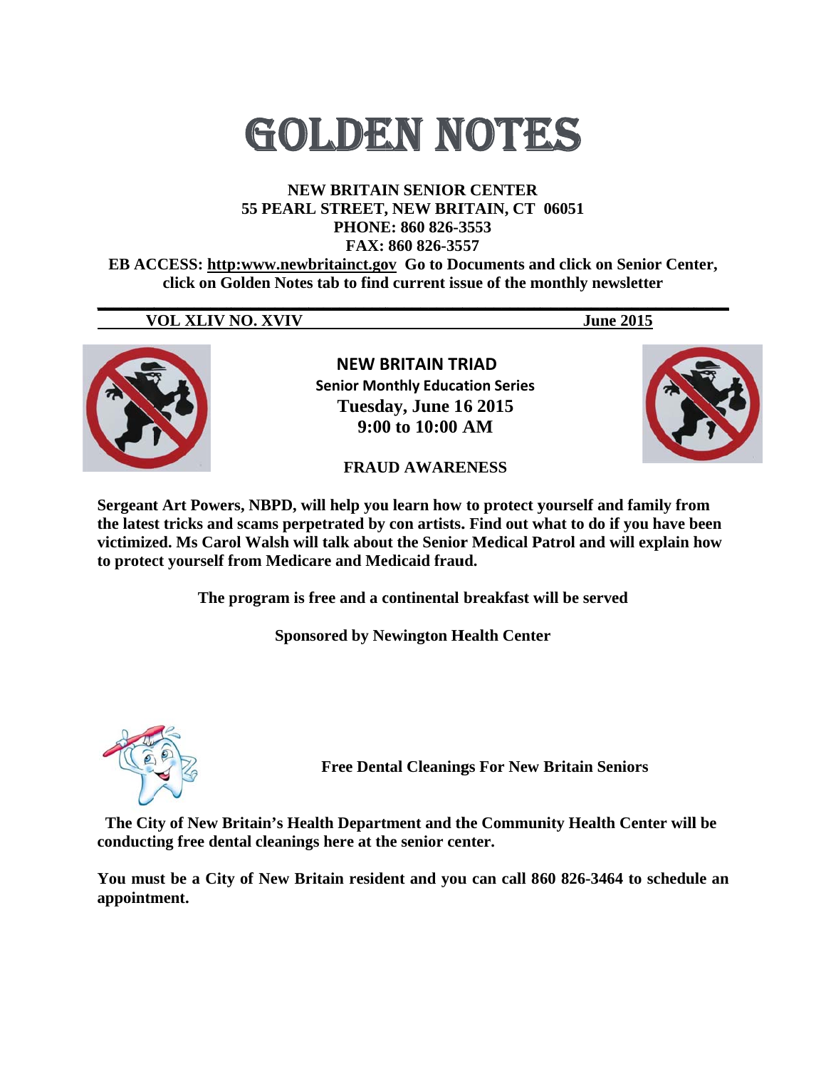# GOLDEN NOTES

**NEW BRITAIN SENIOR CENTER**
**55 PEARL STREET, NEW BRITAIN, CT 06051**
**PHONE: 860 826-3553**
**FAX: 860 826-3557**
**EB ACCESS: http:www.newbritainct.gov Go to Documents and click on Senior Center, click on Golden Notes tab to find current issue of the monthly newsletter**

**VOL XLIV NO. XVIV** **June 2015**

## NEW BRITAIN TRIAD

**Senior Monthly Education Series**
**Tuesday, June 16 2015**
**9:00 to 10:00 AM**

**FRAUD AWARENESS**

**Sergeant Art Powers, NBPD, will help you learn how to protect yourself and family from the latest tricks and scams perpetrated by con artists. Find out what to do if you have been victimized. Ms Carol Walsh will talk about the Senior Medical Patrol and will explain how to protect yourself from Medicare and Medicaid fraud.**

**The program is free and a continental breakfast will be served**

**Sponsored by Newington Health Center**

## Free Dental Cleanings For New Britain Seniors

**The City of New Britain's Health Department and the Community Health Center will be conducting free dental cleanings here at the senior center.**

**You must be a City of New Britain resident and you can call 860 826-3464 to schedule an appointment.**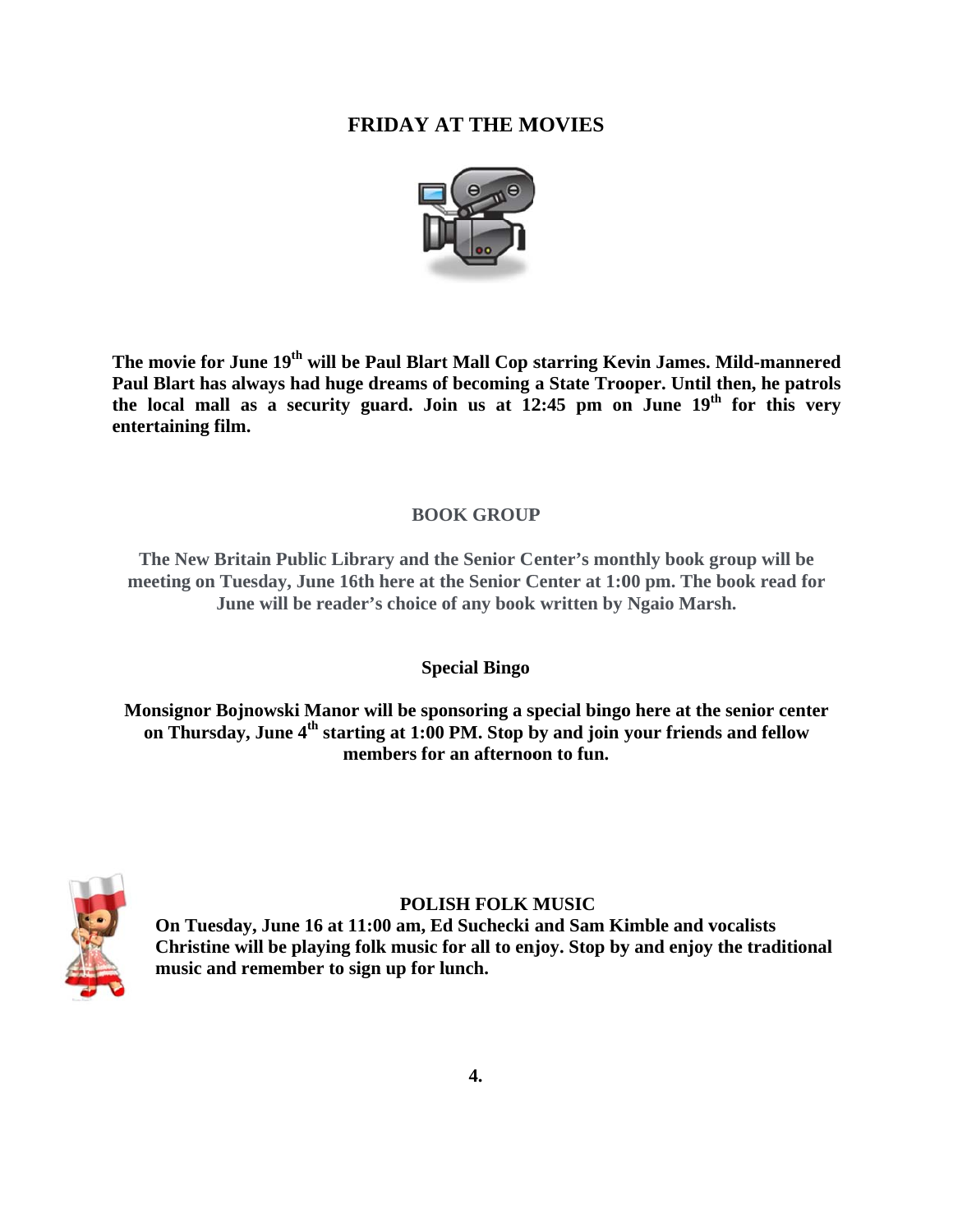## FRIDAY AT THE MOVIES

**The movie for June 19th will be Paul Blart Mall Cop starring Kevin James. Mild-mannered Paul Blart has always had huge dreams of becoming a State Trooper. Until then, he patrols the local mall as a security guard. Join us at 12:45 pm on June 19th for this very entertaining film.**

## BOOK GROUP

**The New Britain Public Library and the Senior Center's monthly book group will be meeting on Tuesday, June 16th here at the Senior Center at 1:00 pm. The book read for June will be reader's choice of any book written by Ngaio Marsh.**

## Special Bingo

**Monsignor Bojnowski Manor will be sponsoring a special bingo here at the senior center on Thursday, June 4th starting at 1:00 PM. Stop by and join your friends and fellow members for an afternoon to fun.**

## POLISH FOLK MUSIC

**On Tuesday, June 16 at 11:00 am, Ed Suchecki and Sam Kimble and vocalists Christine will be playing folk music for all to enjoy. Stop by and enjoy the traditional music and remember to sign up for lunch.**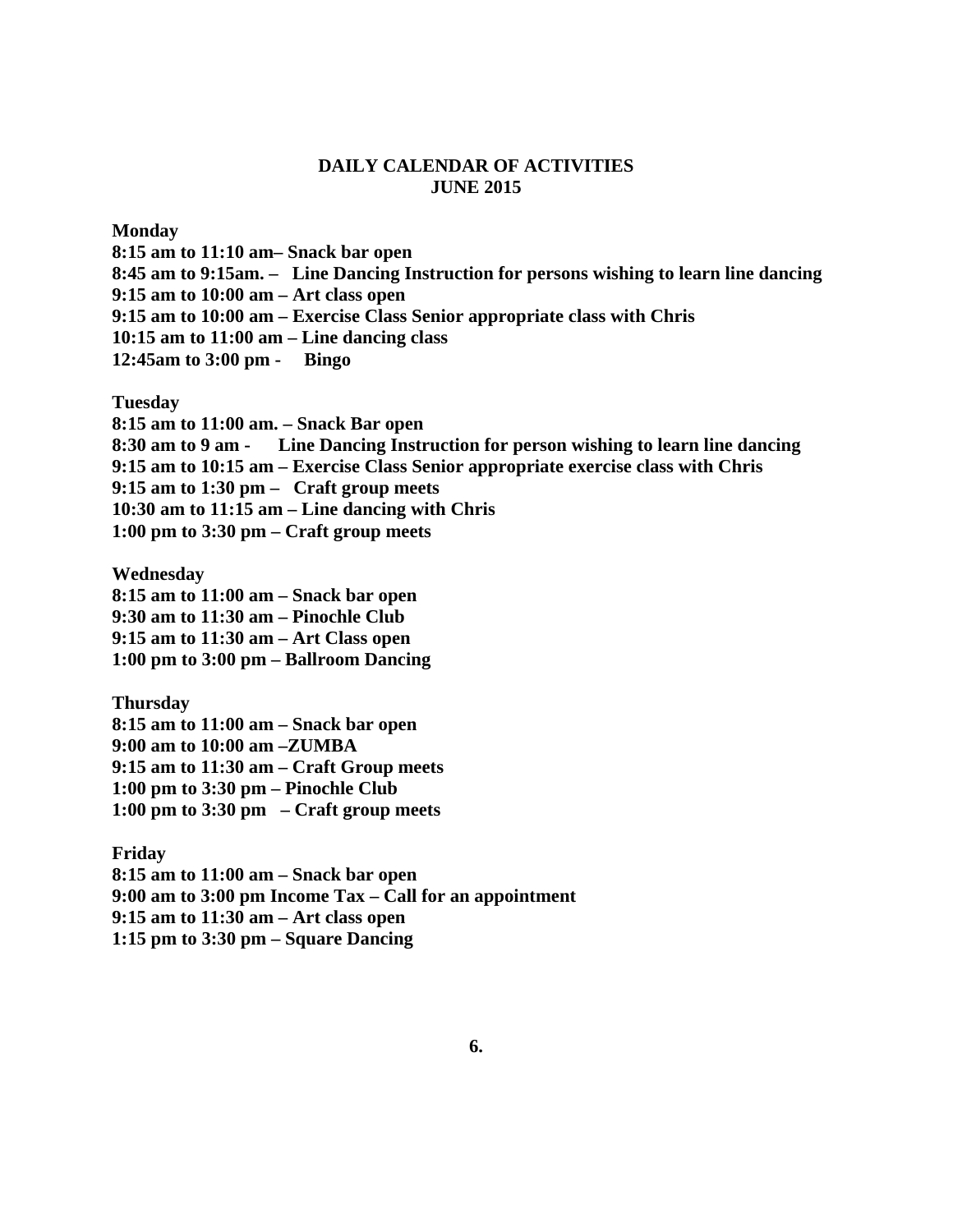# DAILY CALENDAR OF ACTIVITIES
# JUNE 2015

**Monday**
**8:15 am to 11:10 am– Snack bar open**
**8:45 am to 9:15am. – Line Dancing Instruction for persons wishing to learn line dancing**
**9:15 am to 10:00 am – Art class open**
**9:15 am to 10:00 am – Exercise Class Senior appropriate class with Chris**
**10:15 am to 11:00 am – Line dancing class**
**12:45am to 3:00 pm - Bingo**

**Tuesday**
**8:15 am to 11:00 am. – Snack Bar open**
**8:30 am to 9 am - Line Dancing Instruction for person wishing to learn line dancing**
**9:15 am to 10:15 am – Exercise Class Senior appropriate exercise class with Chris**
**9:15 am to 1:30 pm – Craft group meets**
**10:30 am to 11:15 am – Line dancing with Chris**
**1:00 pm to 3:30 pm – Craft group meets**

**Wednesday**
**8:15 am to 11:00 am – Snack bar open**
**9:30 am to 11:30 am – Pinochle Club**
**9:15 am to 11:30 am – Art Class open**
**1:00 pm to 3:00 pm – Ballroom Dancing**

**Thursday**
**8:15 am to 11:00 am – Snack bar open**
**9:00 am to 10:00 am –ZUMBA**
**9:15 am to 11:30 am – Craft Group meets**
**1:00 pm to 3:30 pm – Pinochle Club**
**1:00 pm to 3:30 pm – Craft group meets**

**Friday**
**8:15 am to 11:00 am – Snack bar open**
**9:00 am to 3:00 pm Income Tax – Call for an appointment**
**9:15 am to 11:30 am – Art class open**
**1:15 pm to 3:30 pm – Square Dancing**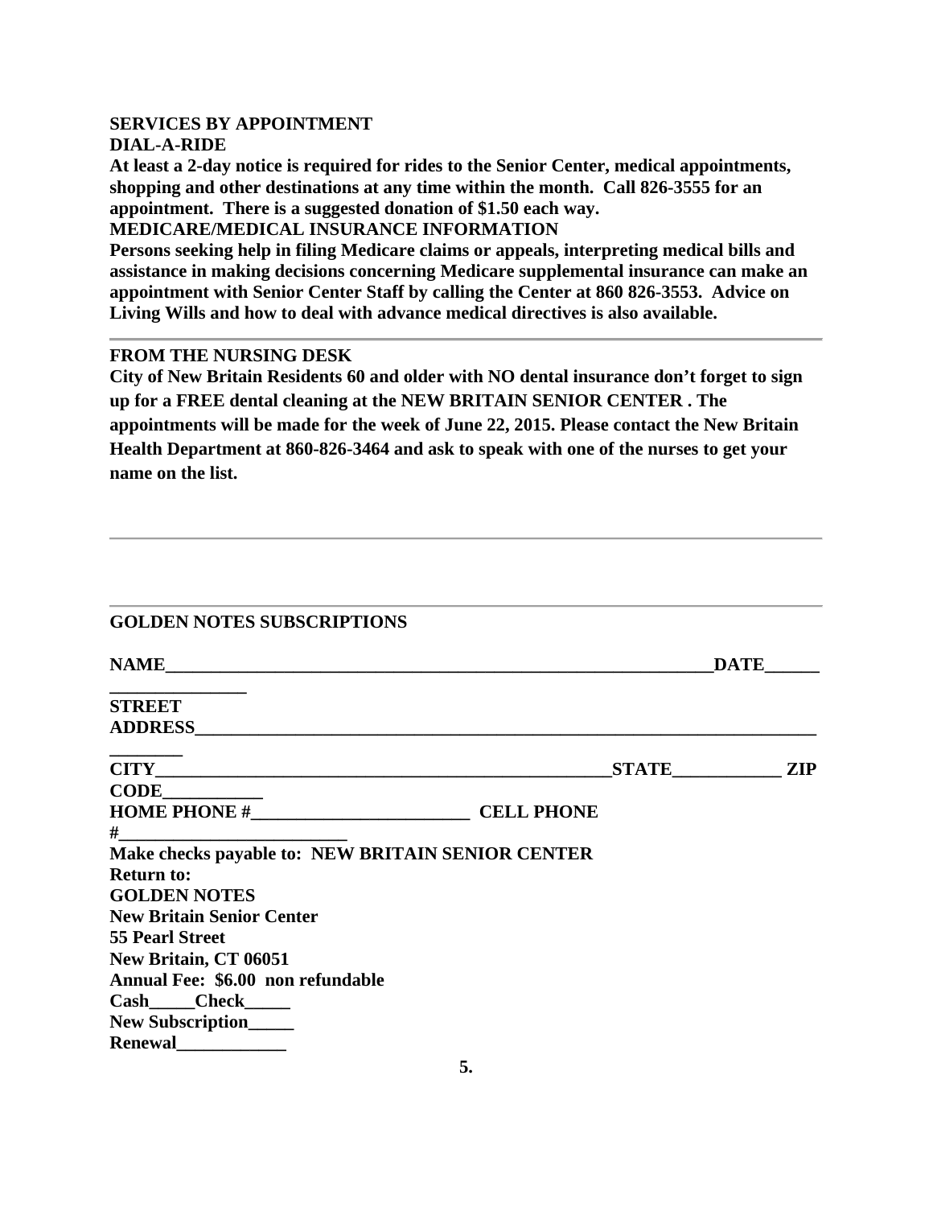**SERVICES BY APPOINTMENT**

**DIAL-A-RIDE**

**At least a 2-day notice is required for rides to the Senior Center, medical appointments, shopping and other destinations at any time within the month. Call 826-3555 for an appointment. There is a suggested donation of $1.50 each way.**

**MEDICARE/MEDICAL INSURANCE INFORMATION**

**Persons seeking help in filing Medicare claims or appeals, interpreting medical bills and assistance in making decisions concerning Medicare supplemental insurance can make an appointment with Senior Center Staff by calling the Center at 860 826-3553. Advice on Living Wills and how to deal with advance medical directives is also available.**

---

**FROM THE NURSING DESK**

**City of New Britain Residents 60 and older with NO dental insurance don't forget to sign up for a FREE dental cleaning at the NEW BRITAIN SENIOR CENTER . The appointments will be made for the week of June 22, 2015. Please contact the New Britain Health Department at 860-826-3464 and ask to speak with one of the nurses to get your name on the list.**

---

---

**GOLDEN NOTES SUBSCRIPTIONS**

**NAME_______________________________________________________________DATE_____________________**

**STREET ADDRESS_______________________________________________________________________________**

**CITY____________________________________________________STATE____________ ZIP CODE___________**

**HOME PHONE #________________________ CELL PHONE #_________________________**

**Make checks payable to: NEW BRITAIN SENIOR CENTER**

**Return to:**

**GOLDEN NOTES**

**New Britain Senior Center**

**55 Pearl Street**

**New Britain, CT 06051**

**Annual Fee: $6.00 non refundable**

**Cash_____Check_____**

**New Subscription_____**

**Renewal____________**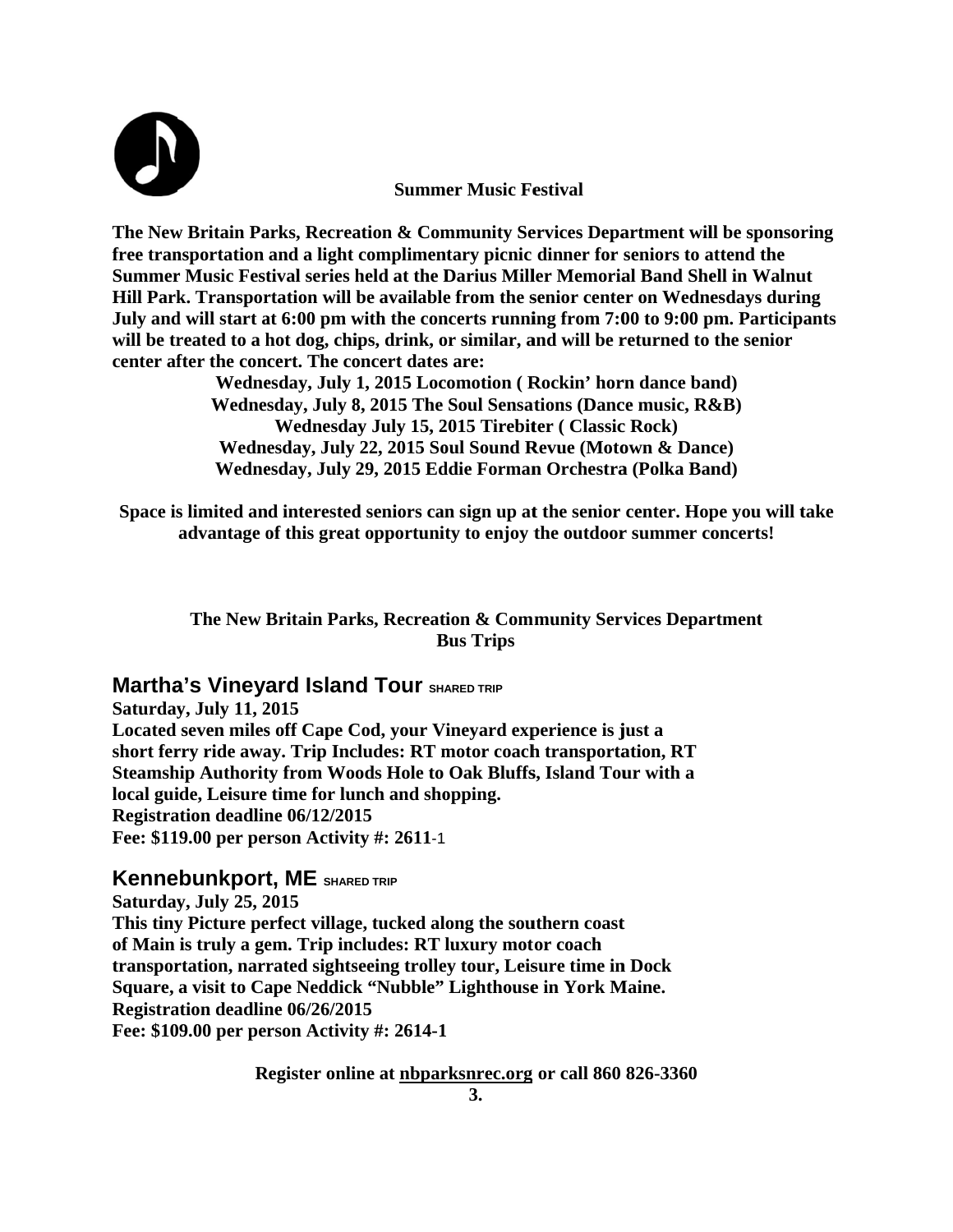## Summer Music Festival

**The New Britain Parks, Recreation & Community Services Department will be sponsoring free transportation and a light complimentary picnic dinner for seniors to attend the Summer Music Festival series held at the Darius Miller Memorial Band Shell in Walnut Hill Park. Transportation will be available from the senior center on Wednesdays during July and will start at 6:00 pm with the concerts running from 7:00 to 9:00 pm. Participants will be treated to a hot dog, chips, drink, or similar, and will be returned to the senior center after the concert. The concert dates are:**

**Wednesday, July 1, 2015 Locomotion ( Rockin' horn dance band)**
**Wednesday, July 8, 2015 The Soul Sensations (Dance music, R&B)**
**Wednesday July 15, 2015 Tirebiter ( Classic Rock)**
**Wednesday, July 22, 2015 Soul Sound Revue (Motown & Dance)**
**Wednesday, July 29, 2015 Eddie Forman Orchestra (Polka Band)**

**Space is limited and interested seniors can sign up at the senior center. Hope you will take advantage of this great opportunity to enjoy the outdoor summer concerts!**

## The New Britain Parks, Recreation & Community Services Department Bus Trips

### Martha's Vineyard Island Tour SHARED TRIP

**Saturday, July 11, 2015**
**Located seven miles off Cape Cod, your Vineyard experience is just a short ferry ride away. Trip Includes: RT motor coach transportation, RT Steamship Authority from Woods Hole to Oak Bluffs, Island Tour with a local guide, Leisure time for lunch and shopping.**
**Registration deadline 06/12/2015**
**Fee: $119.00 per person Activity #: 2611**-1

### Kennebunkport, ME SHARED TRIP

**Saturday, July 25, 2015**
**This tiny Picture perfect village, tucked along the southern coast of Main is truly a gem. Trip includes: RT luxury motor coach transportation, narrated sightseeing trolley tour, Leisure time in Dock Square, a visit to Cape Neddick "Nubble" Lighthouse in York Maine.**
**Registration deadline 06/26/2015**
**Fee: $109.00 per person Activity #: 2614-1**

**Register online at nbparksnrec.org or call 860 826-3360**